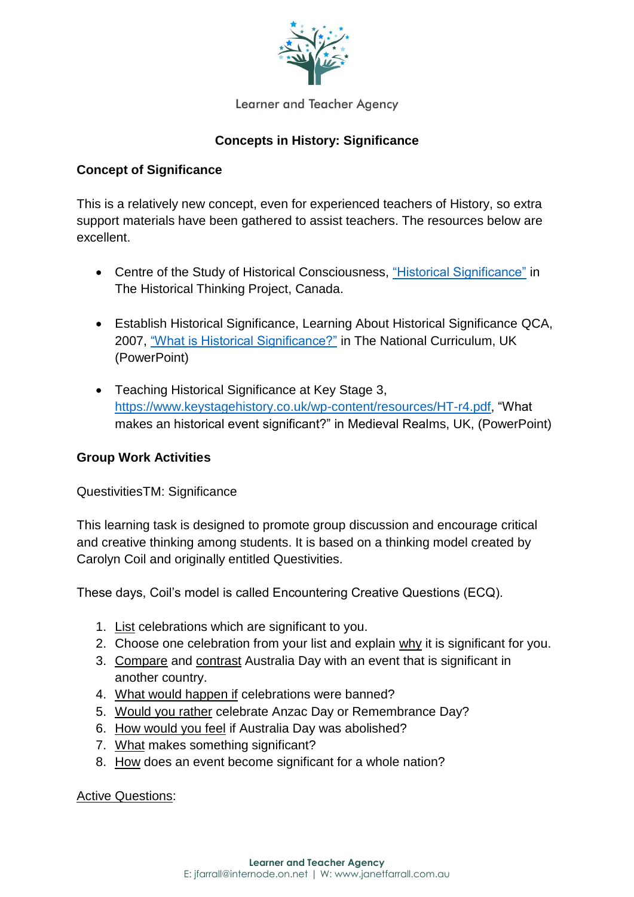Learner and Teacher Agency

# Concepts in History: Significance

## Concept of Significance

This is a relatively new concept, even for experienced teachers of History, so extra support materials have been gathered to assist teachers. The resources below are excellent.

- Centre of the Study of Historical Consciousness, "Historical Significance" in The Historical Thinking Project, Canada.
- Establish Historical Significance, Learning About Historical Significance QCA, 2007, "What is Historical Significance?" in The National Curriculum, UK (PowerPoint)
- Teaching Historical Significance at Key Stage 3, https://www.keystagehistory.co.uk/wp-content/resources/HT-r4.pdf, "What makes an historical event significant?" in Medieval Realms, UK, (PowerPoint)

## Group Work Activities

QuestivitiesTM: Significance

This learning task is designed to promote group discussion and encourage critical and creative thinking among students. It is based on a thinking model created by Carolyn Coil and originally entitled Questivities.

These days, Coil's model is called Encountering Creative Questions (ECQ).

1. List celebrations which are significant to you.
2. Choose one celebration from your list and explain why it is significant for you.
3. Compare and contrast Australia Day with an event that is significant in another country.
4. What would happen if celebrations were banned?
5. Would you rather celebrate Anzac Day or Remembrance Day?
6. How would you feel if Australia Day was abolished?
7. What makes something significant?
8. How does an event become significant for a whole nation?

Active Questions: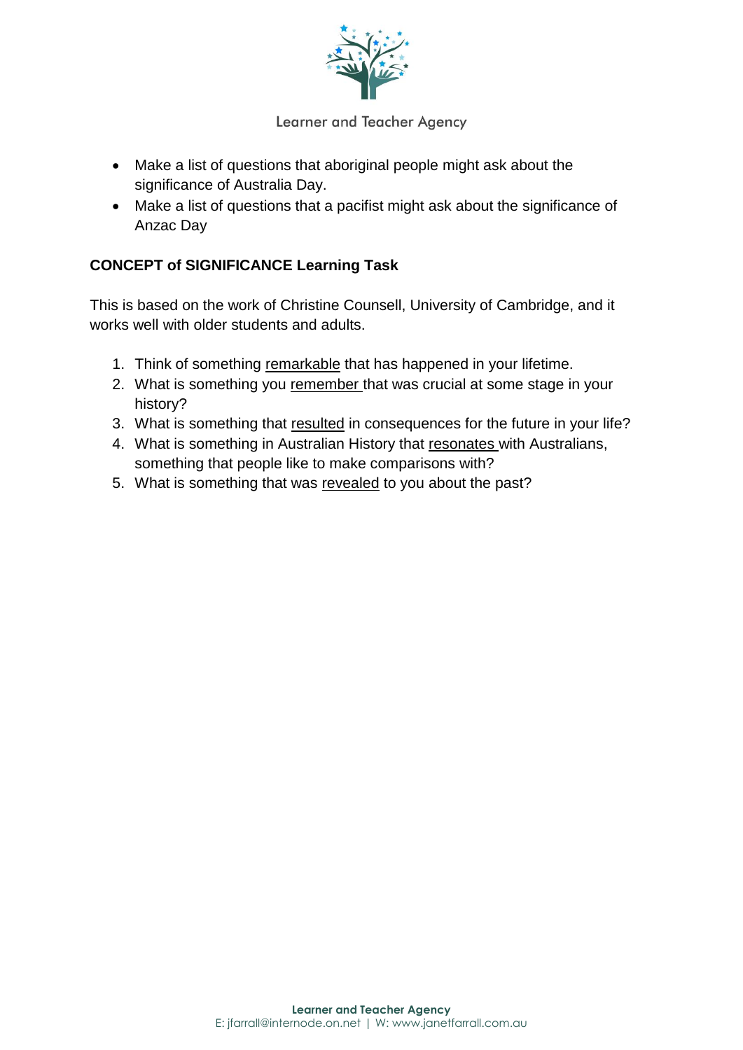- Make a list of questions that aboriginal people might ask about the significance of Australia Day.
- Make a list of questions that a pacifist might ask about the significance of Anzac Day

**CONCEPT of SIGNIFICANCE Learning Task**

This is based on the work of Christine Counsell, University of Cambridge, and it works well with older students and adults.

1. Think of something <u>remarkable</u> that has happened in your lifetime.
2. What is something you <u>remember</u> that was crucial at some stage in your history?
3. What is something that <u>resulted</u> in consequences for the future in your life?
4. What is something in Australian History that <u>resonates</u> with Australians, something that people like to make comparisons with?
5. What is something that was <u>revealed</u> to you about the past?